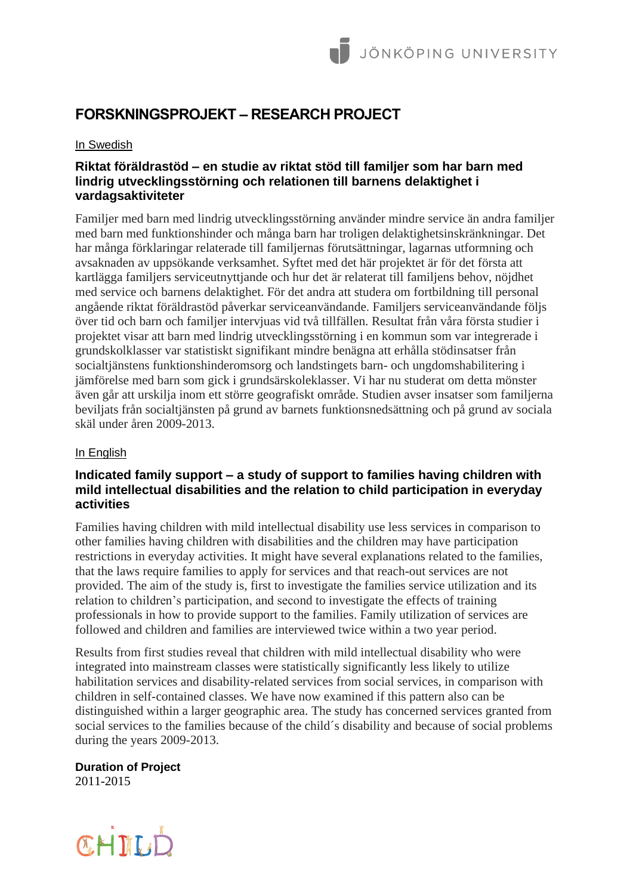# FORSKNINGSPROJEKT – RESEARCH PROJECT

In Swedish

### Riktat föräldrastöd – en studie av riktat stöd till familjer som har barn med lindrig utvecklingsstörning och relationen till barnens delaktighet i vardagsaktiviteter

Familjer med barn med lindrig utvecklingsstörning använder mindre service än andra familjer med barn med funktionshinder och många barn har troligen delaktighetsinskränkningar. Det har många förklaringar relaterade till familjernas förutsättningar, lagarnas utformning och avsaknaden av uppsökande verksamhet. Syftet med det här projektet är för det första att kartlägga familjers serviceutnyttjande och hur det är relaterat till familjens behov, nöjdhet med service och barnens delaktighet. För det andra att studera om fortbildning till personal angående riktat föräldrastöd påverkar serviceanvändande. Familjers serviceanvändande följs över tid och barn och familjer intervjuas vid två tillfällen. Resultat från våra första studier i projektet visar att barn med lindrig utvecklingsstörning i en kommun som var integrerade i grundskolklasser var statistiskt signifikant mindre benägna att erhålla stödinsatser från socialtjänstens funktionshinderomsorg och landstingets barn- och ungdomshabilitering i jämförelse med barn som gick i grundsärskoleklasser. Vi har nu studerat om detta mönster även går att urskilja inom ett större geografiskt område. Studien avser insatser som familjerna beviljats från socialtjänsten på grund av barnets funktionsnedsättning och på grund av sociala skäl under åren 2009-2013.

In English

### Indicated family support – a study of support to families having children with mild intellectual disabilities and the relation to child participation in everyday activities

Families having children with mild intellectual disability use less services in comparison to other families having children with disabilities and the children may have participation restrictions in everyday activities. It might have several explanations related to the families, that the laws require families to apply for services and that reach-out services are not provided. The aim of the study is, first to investigate the families service utilization and its relation to children's participation, and second to investigate the effects of training professionals in how to provide support to the families. Family utilization of services are followed and children and families are interviewed twice within a two year period.

Results from first studies reveal that children with mild intellectual disability who were integrated into mainstream classes were statistically significantly less likely to utilize habilitation services and disability-related services from social services, in comparison with children in self-contained classes. We have now examined if this pattern also can be distinguished within a larger geographic area. The study has concerned services granted from social services to the families because of the child´s disability and because of social problems during the years 2009-2013.

**Duration of Project**
2011-2015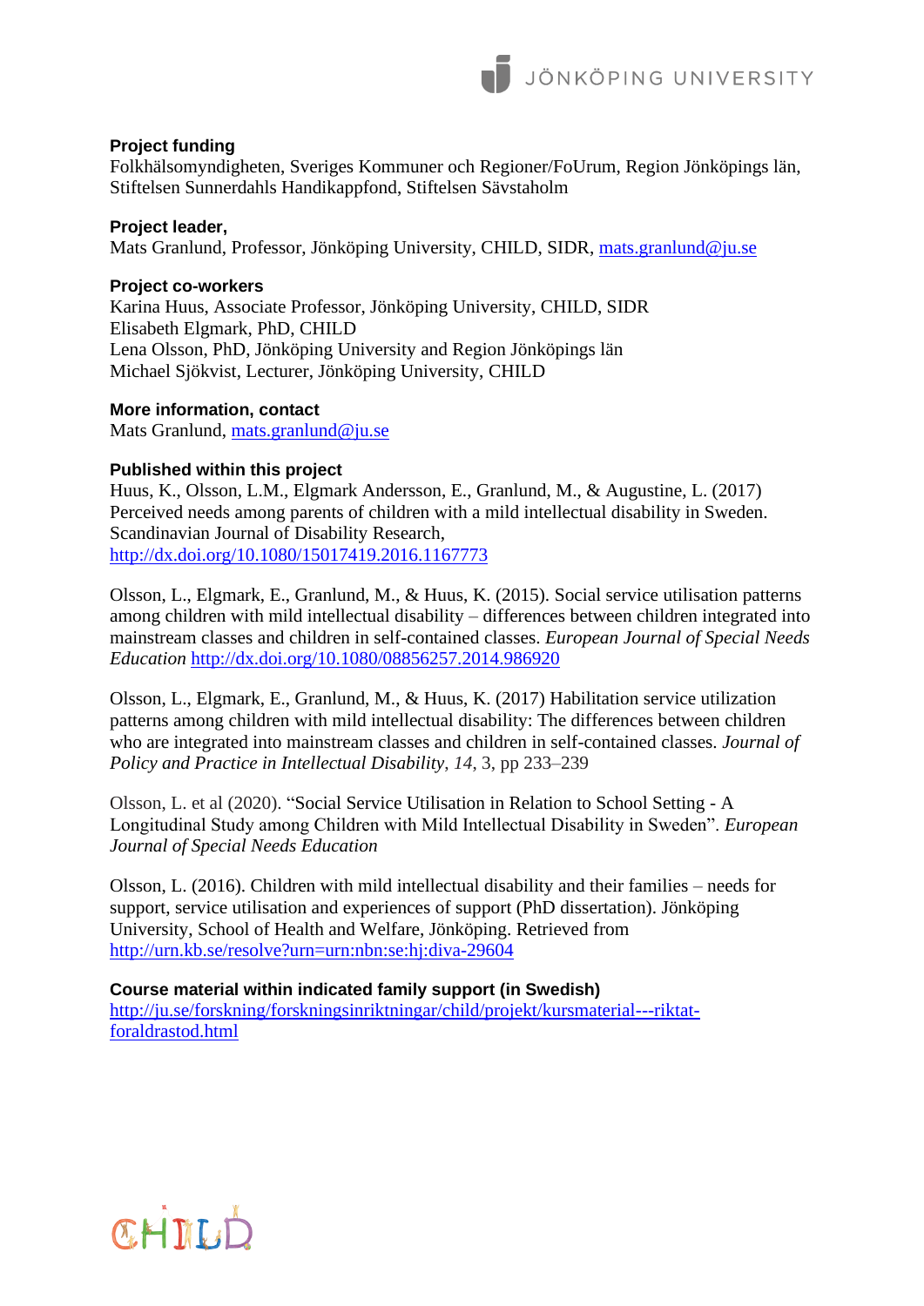**Project funding**
Folkhälsomyndigheten, Sveriges Kommuner och Regioner/FoUrum, Region Jönköpings län, Stiftelsen Sunnerdahls Handikappfond, Stiftelsen Sävstaholm

**Project leader,**
Mats Granlund, Professor, Jönköping University, CHILD, SIDR, mats.granlund@ju.se

**Project co-workers**
Karina Huus, Associate Professor, Jönköping University, CHILD, SIDR
Elisabeth Elgmark, PhD, CHILD
Lena Olsson, PhD, Jönköping University and Region Jönköpings län
Michael Sjökvist, Lecturer, Jönköping University, CHILD

**More information, contact**
Mats Granlund, mats.granlund@ju.se

**Published within this project**
Huus, K., Olsson, L.M., Elgmark Andersson, E., Granlund, M., & Augustine, L. (2017) Perceived needs among parents of children with a mild intellectual disability in Sweden. Scandinavian Journal of Disability Research, http://dx.doi.org/10.1080/15017419.2016.1167773

Olsson, L., Elgmark, E., Granlund, M., & Huus, K. (2015). Social service utilisation patterns among children with mild intellectual disability – differences between children integrated into mainstream classes and children in self-contained classes. *European Journal of Special Needs Education* http://dx.doi.org/10.1080/08856257.2014.986920

Olsson, L., Elgmark, E., Granlund, M., & Huus, K. (2017) Habilitation service utilization patterns among children with mild intellectual disability: The differences between children who are integrated into mainstream classes and children in self-contained classes. *Journal of Policy and Practice in Intellectual Disability*, *14*, 3, pp 233–239

Olsson, L. et al (2020). "Social Service Utilisation in Relation to School Setting - A Longitudinal Study among Children with Mild Intellectual Disability in Sweden". *European Journal of Special Needs Education*

Olsson, L. (2016). Children with mild intellectual disability and their families – needs for support, service utilisation and experiences of support (PhD dissertation). Jönköping University, School of Health and Welfare, Jönköping. Retrieved from http://urn.kb.se/resolve?urn=urn:nbn:se:hj:diva-29604

**Course material within indicated family support (in Swedish)**
http://ju.se/forskning/forskningsinriktningar/child/projekt/kursmaterial---riktat-foraldrastod.html